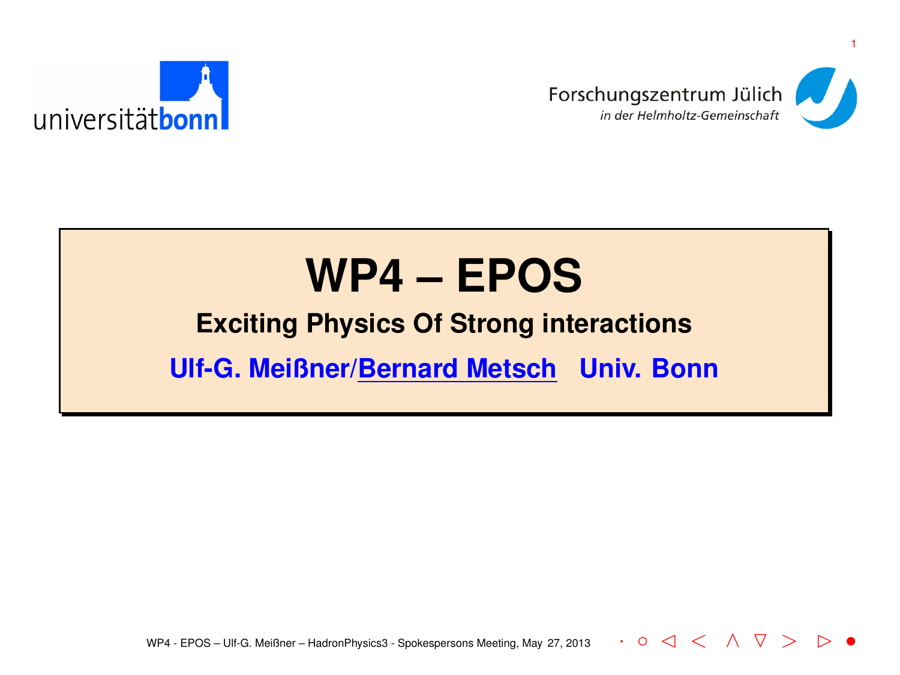universitätbonn

Forschungszentrum Jülich
*in der Helmholtz-Gemeinschaft*

# WP4 – EPOS

## Exciting Physics Of Strong interactions

**Ulf-G. Meißner/Bernard Metsch   Univ. Bonn**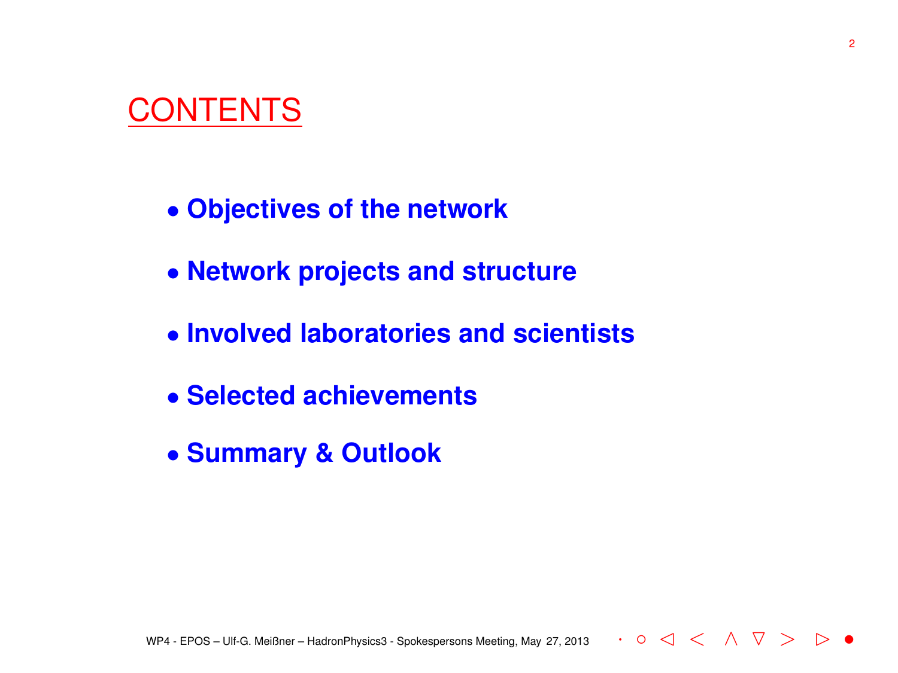# CONTENTS

- **Objectives of the network**
- **Network projects and structure**
- **Involved laboratories and scientists**
- **Selected achievements**
- **Summary & Outlook**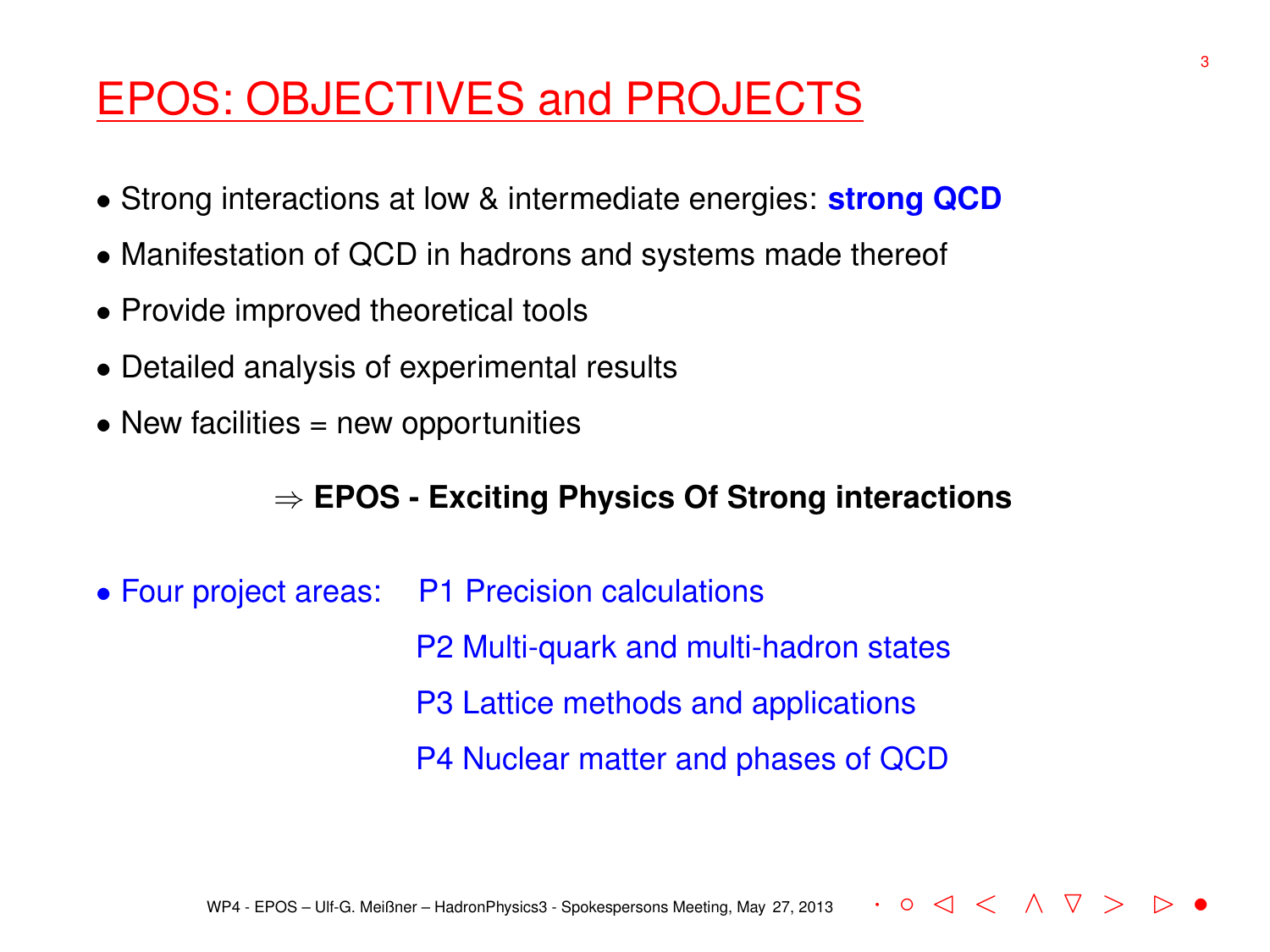# EPOS: OBJECTIVES and PROJECTS

- Strong interactions at low & intermediate energies: **strong QCD**
- Manifestation of QCD in hadrons and systems made thereof
- Provide improved theoretical tools
- Detailed analysis of experimental results
- New facilities = new opportunities

$\Rightarrow$ **EPOS - Exciting Physics Of Strong interactions**

- Four project areas: P1 Precision calculations
  - P2 Multi-quark and multi-hadron states
  - P3 Lattice methods and applications
  - P4 Nuclear matter and phases of QCD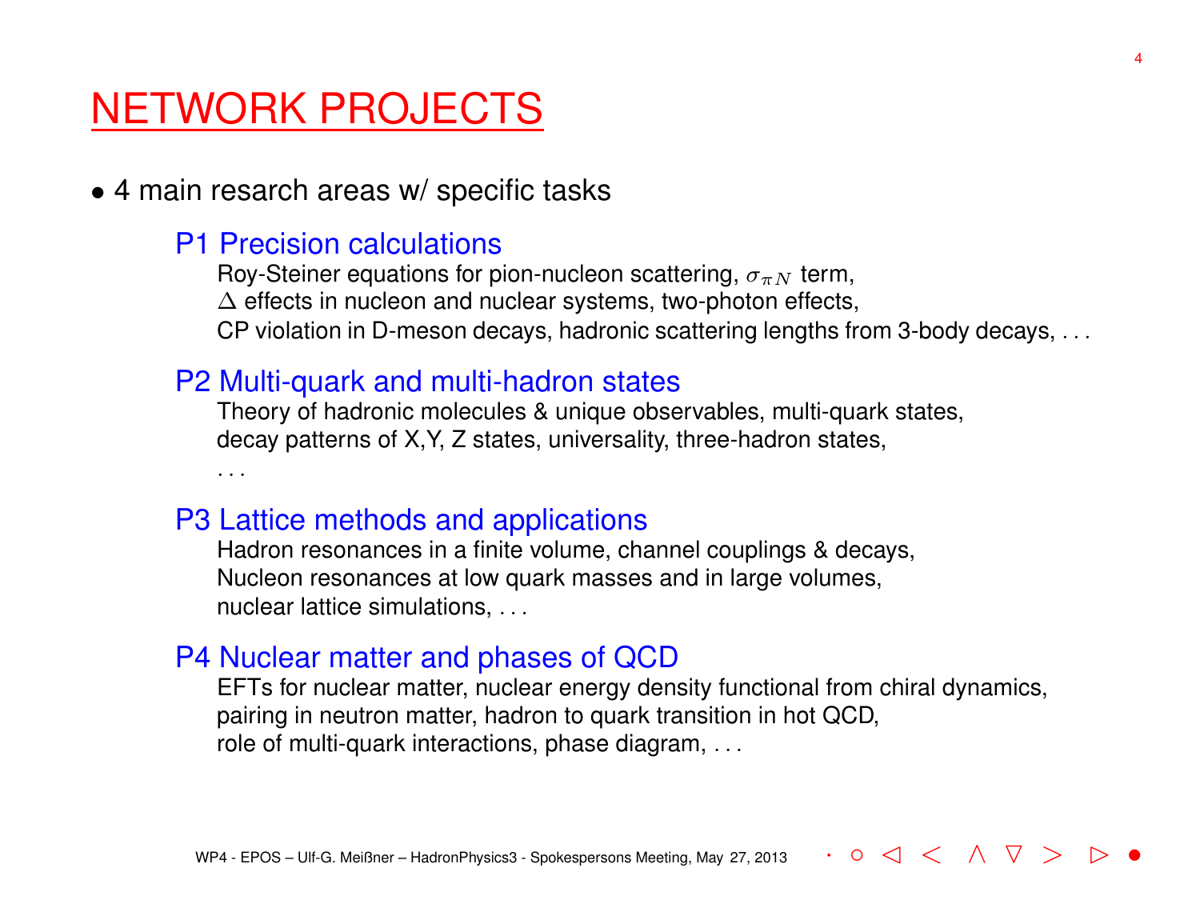# NETWORK PROJECTS

- 4 main resarch areas w/ specific tasks

### P1 Precision calculations

Roy-Steiner equations for pion-nucleon scattering, $\sigma_{\pi N}$ term,
$\Delta$ effects in nucleon and nuclear systems, two-photon effects,
CP violation in D-meson decays, hadronic scattering lengths from 3-body decays, . . .

### P2 Multi-quark and multi-hadron states

Theory of hadronic molecules & unique observables, multi-quark states,
decay patterns of X,Y, Z states, universality, three-hadron states,
. . .

### P3 Lattice methods and applications

Hadron resonances in a finite volume, channel couplings & decays,
Nucleon resonances at low quark masses and in large volumes,
nuclear lattice simulations, . . .

### P4 Nuclear matter and phases of QCD

EFTs for nuclear matter, nuclear energy density functional from chiral dynamics,
pairing in neutron matter, hadron to quark transition in hot QCD,
role of multi-quark interactions, phase diagram, . . .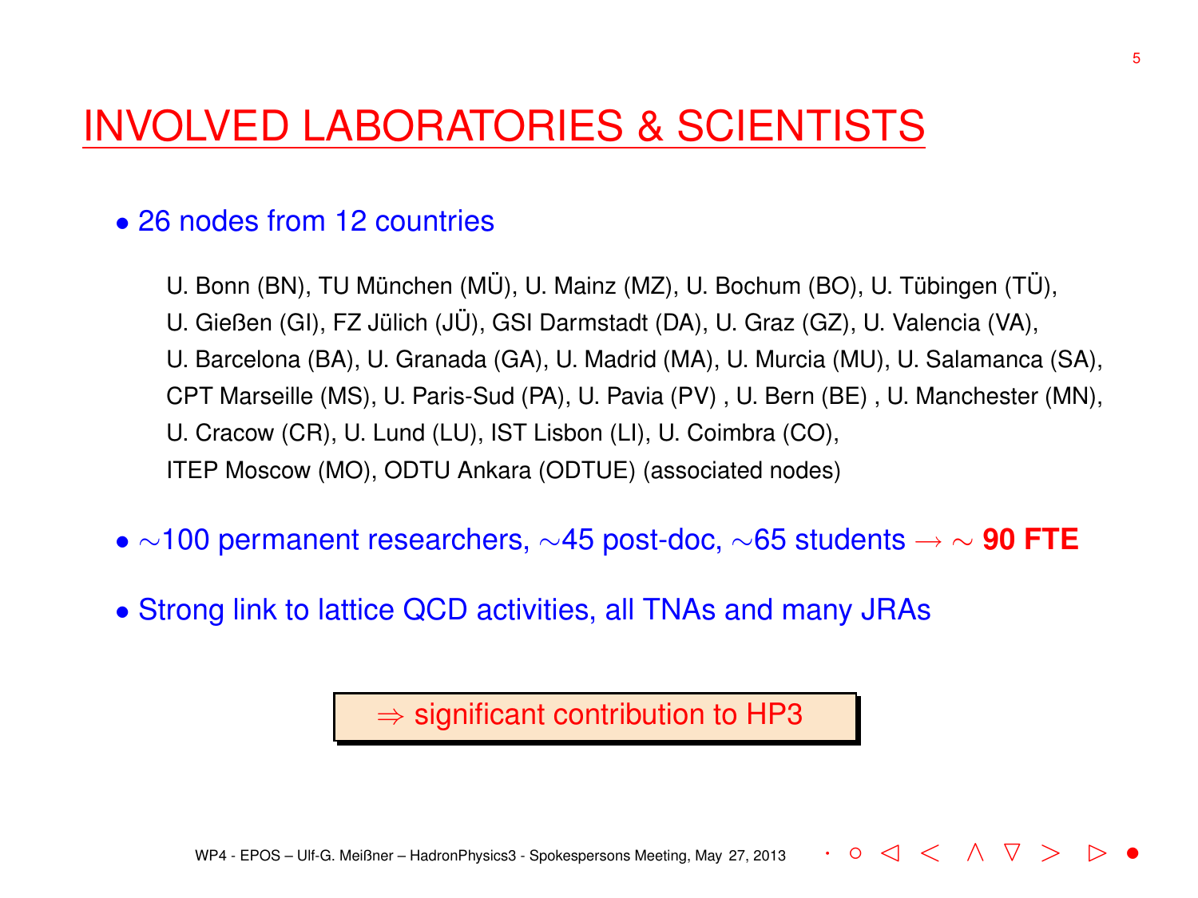# INVOLVED LABORATORIES & SCIENTISTS

- 26 nodes from 12 countries

  U. Bonn (BN), TU München (MÜ), U. Mainz (MZ), U. Bochum (BO), U. Tübingen (TÜ),
  U. Gießen (GI), FZ Jülich (JÜ), GSI Darmstadt (DA), U. Graz (GZ), U. Valencia (VA),
  U. Barcelona (BA), U. Granada (GA), U. Madrid (MA), U. Murcia (MU), U. Salamanca (SA),
  CPT Marseille (MS), U. Paris-Sud (PA), U. Pavia (PV) , U. Bern (BE) , U. Manchester (MN),
  U. Cracow (CR), U. Lund (LU), IST Lisbon (LI), U. Coimbra (CO),
  ITEP Moscow (MO), ODTU Ankara (ODTUE) (associated nodes)

- $\sim$100 permanent researchers, $\sim$45 post-doc, $\sim$65 students $\rightarrow \sim$ **90 FTE**

- Strong link to lattice QCD activities, all TNAs and many JRAs

$\Rightarrow$ significant contribution to HP3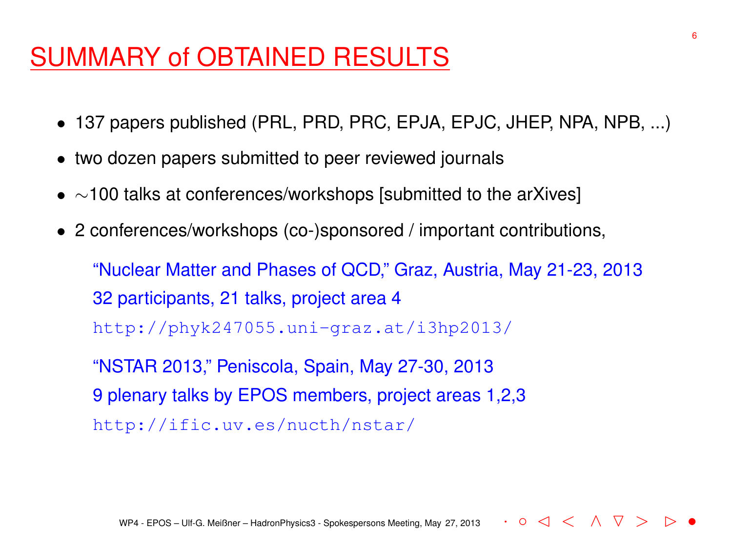# SUMMARY of OBTAINED RESULTS

- 137 papers published (PRL, PRD, PRC, EPJA, EPJC, JHEP, NPA, NPB, ...)
- two dozen papers submitted to peer reviewed journals
- $\sim$100 talks at conferences/workshops [submitted to the arXives]
- 2 conferences/workshops (co-)sponsored / important contributions,

  "Nuclear Matter and Phases of QCD," Graz, Austria, May 21-23, 2013
  32 participants, 21 talks, project area 4
  `http://phyk247055.uni-graz.at/i3hp2013/`

  "NSTAR 2013," Peniscola, Spain, May 27-30, 2013
  9 plenary talks by EPOS members, project areas 1,2,3
  `http://ific.uv.es/nucth/nstar/`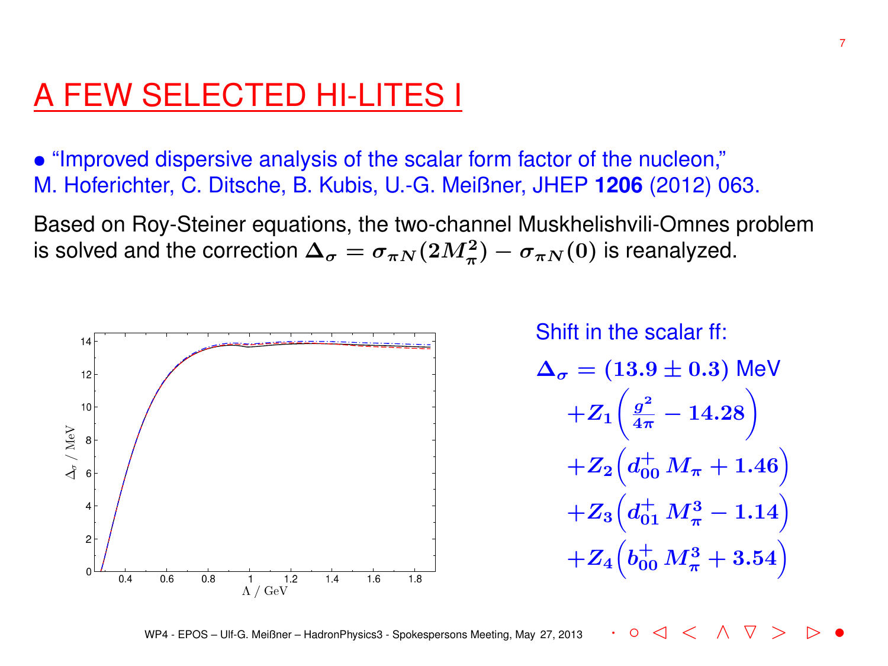# A FEW SELECTED HI-LITES I

• "Improved dispersive analysis of the scalar form factor of the nucleon," M. Hoferichter, C. Ditsche, B. Kubis, U.-G. Meißner, JHEP **1206** (2012) 063.

Based on Roy-Steiner equations, the two-channel Muskhelishvili-Omnes problem is solved and the correction $\Delta_\sigma = \sigma_{\pi N}(2M_\pi^2) - \sigma_{\pi N}(0)$ is reanalyzed.

Shift in the scalar ff:

$$\begin{aligned}
\Delta_\sigma = (13.9 \pm 0.3)\ \text{MeV} \\
+Z_1\left(\frac{g^2}{4\pi} - 14.28\right) \\
+Z_2\left(d_{00}^{+}\, M_\pi + 1.46\right) \\
+Z_3\left(d_{01}^{+}\, M_\pi^3 - 1.14\right) \\
+Z_4\left(b_{00}^{+}\, M_\pi^3 + 3.54\right)
\end{aligned}$$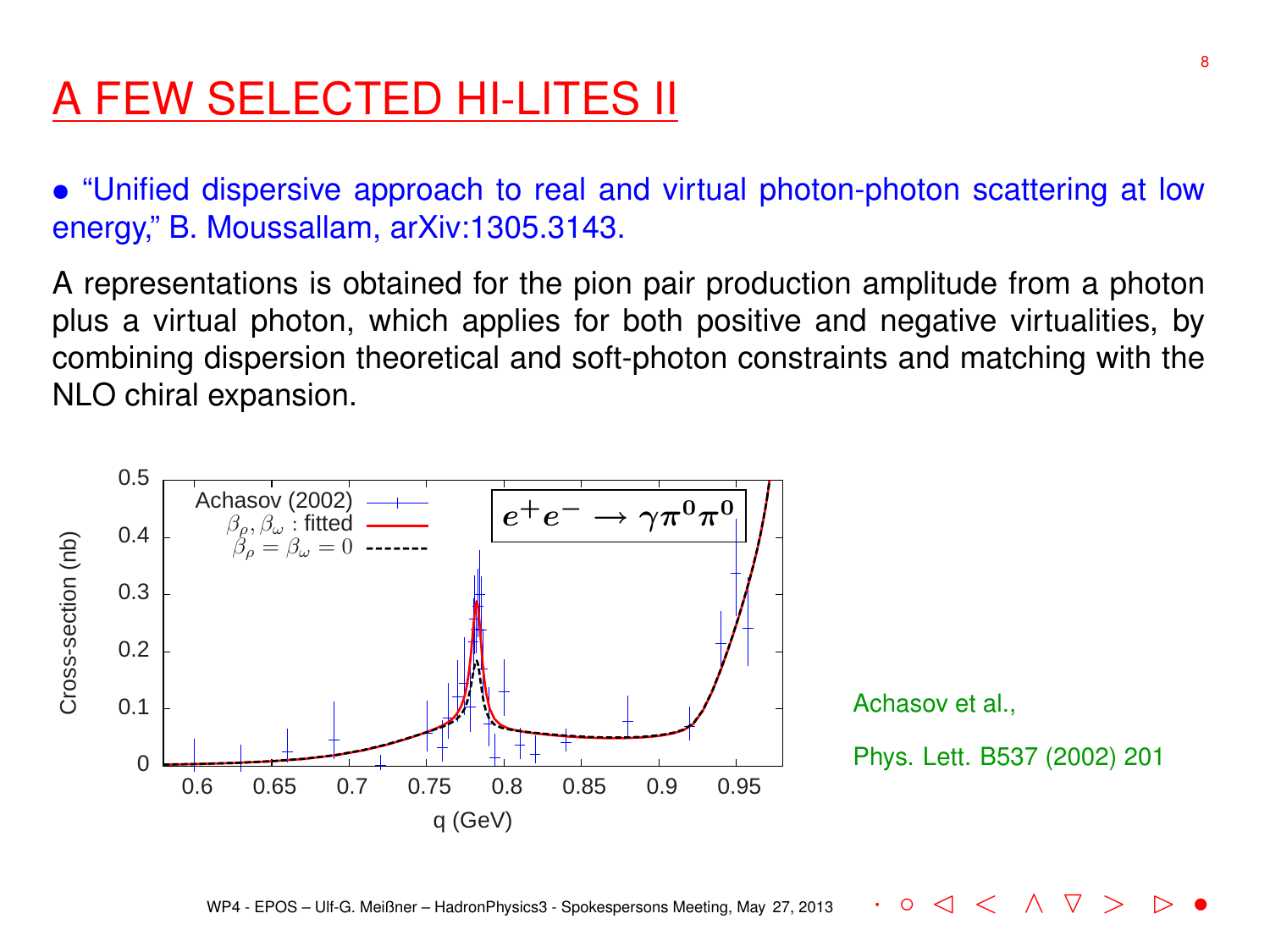# A FEW SELECTED HI-LITES II

• "Unified dispersive approach to real and virtual photon-photon scattering at low energy," B. Moussallam, arXiv:1305.3143.

A representations is obtained for the pion pair production amplitude from a photon plus a virtual photon, which applies for both positive and negative virtualities, by combining dispersion theoretical and soft-photon constraints and matching with the NLO chiral expansion.

Achasov et al.,

Phys. Lett. B537 (2002) 201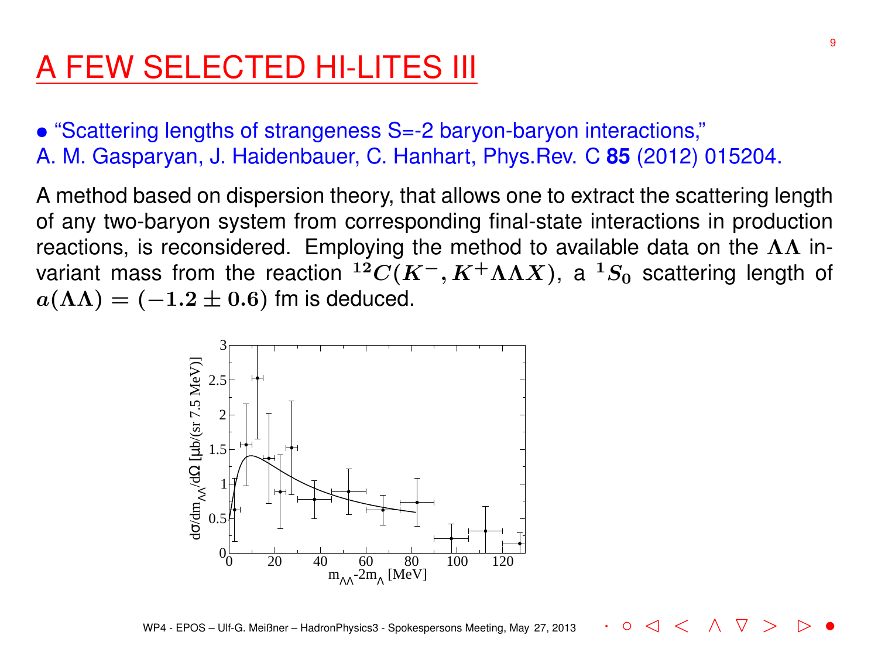# A FEW SELECTED HI-LITES III

- "Scattering lengths of strangeness S=-2 baryon-baryon interactions,"
A. M. Gasparyan, J. Haidenbauer, C. Hanhart, Phys.Rev. C **85** (2012) 015204.

A method based on dispersion theory, that allows one to extract the scattering length of any two-baryon system from corresponding final-state interactions in production reactions, is reconsidered. Employing the method to available data on the $\Lambda\Lambda$ invariant mass from the reaction $^{12}C(K^-, K^+\Lambda\Lambda X)$, a $^1S_0$ scattering length of $a(\Lambda\Lambda) = (-1.2 \pm 0.6)$ fm is deduced.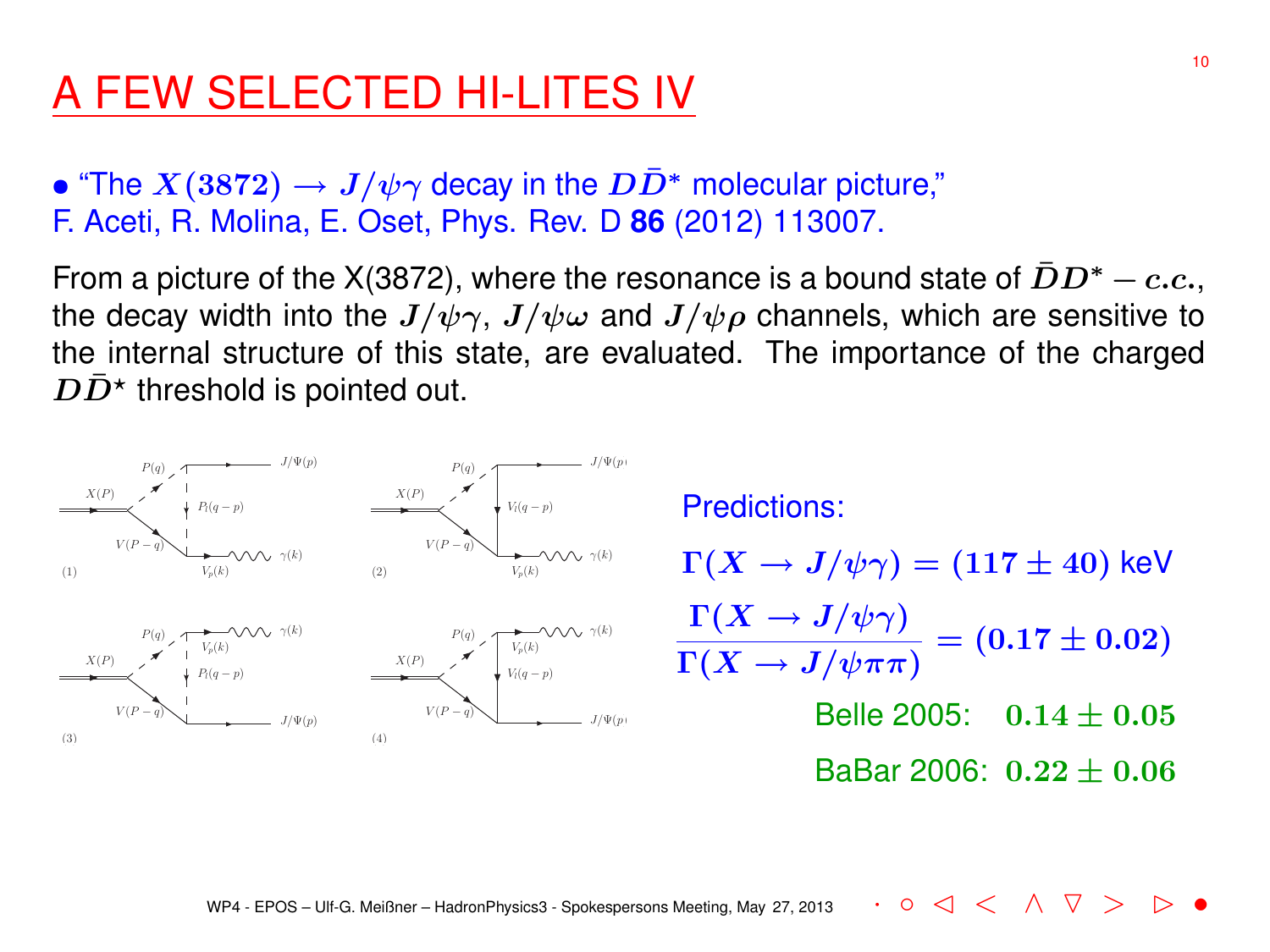# A FEW SELECTED HI-LITES IV

• "The $X(3872) \to J/\psi\gamma$ decay in the $D\bar{D}^*$ molecular picture,"
F. Aceti, R. Molina, E. Oset, Phys. Rev. D **86** (2012) 113007.

From a picture of the X(3872), where the resonance is a bound state of $\bar{D}D^* - c.c.$, the decay width into the $J/\psi\gamma$, $J/\psi\omega$ and $J/\psi\rho$ channels, which are sensitive to the internal structure of this state, are evaluated. The importance of the charged $D\bar{D}^\star$ threshold is pointed out.

Predictions:

$$\Gamma(X \to J/\psi\gamma) = (117 \pm 40) \text{ keV}$$

$$\frac{\Gamma(X \to J/\psi\gamma)}{\Gamma(X \to J/\psi\pi\pi)} = (0.17 \pm 0.02)$$

Belle 2005: $0.14 \pm 0.05$

BaBar 2006: $0.22 \pm 0.06$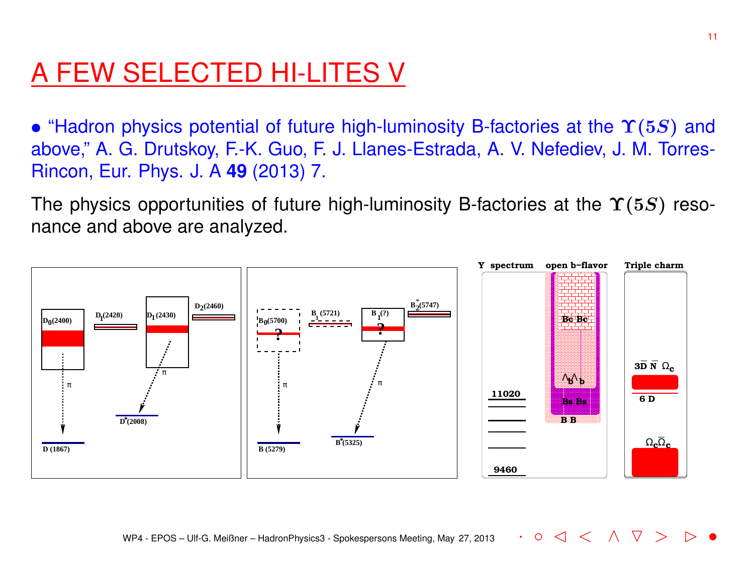# A FEW SELECTED HI-LITES V

- "Hadron physics potential of future high-luminosity B-factories at the $\Upsilon(5S)$ and above," A. G. Drutskoy, F.-K. Guo, F. J. Llanes-Estrada, A. V. Nefediev, J. M. Torres-Rincon, Eur. Phys. J. A **49** (2013) 7.

The physics opportunities of future high-luminosity B-factories at the $\Upsilon(5S)$ resonance and above are analyzed.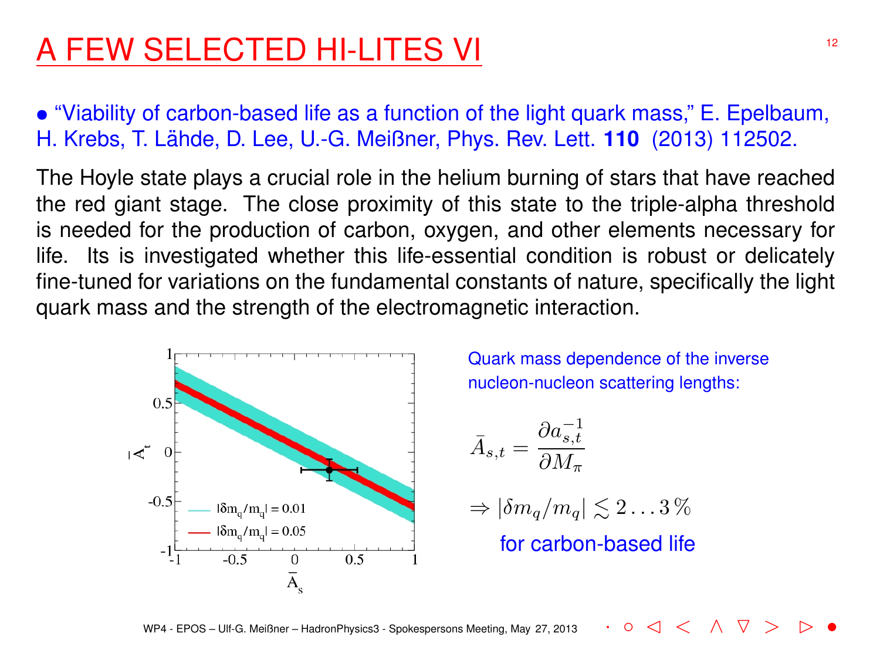# A FEW SELECTED HI-LITES VI

• "Viability of carbon-based life as a function of the light quark mass," E. Epelbaum, H. Krebs, T. Lähde, D. Lee, U.-G. Meißner, Phys. Rev. Lett. **110** (2013) 112502.

The Hoyle state plays a crucial role in the helium burning of stars that have reached the red giant stage. The close proximity of this state to the triple-alpha threshold is needed for the production of carbon, oxygen, and other elements necessary for life. Its is investigated whether this life-essential condition is robust or delicately fine-tuned for variations on the fundamental constants of nature, specifically the light quark mass and the strength of the electromagnetic interaction.

Quark mass dependence of the inverse nucleon-nucleon scattering lengths:

$$\bar{A}_{s,t} = \frac{\partial a_{s,t}^{-1}}{\partial M_\pi}$$

$$\Rightarrow |\delta m_q/m_q| \lesssim 2 \ldots 3\,\%$$

for carbon-based life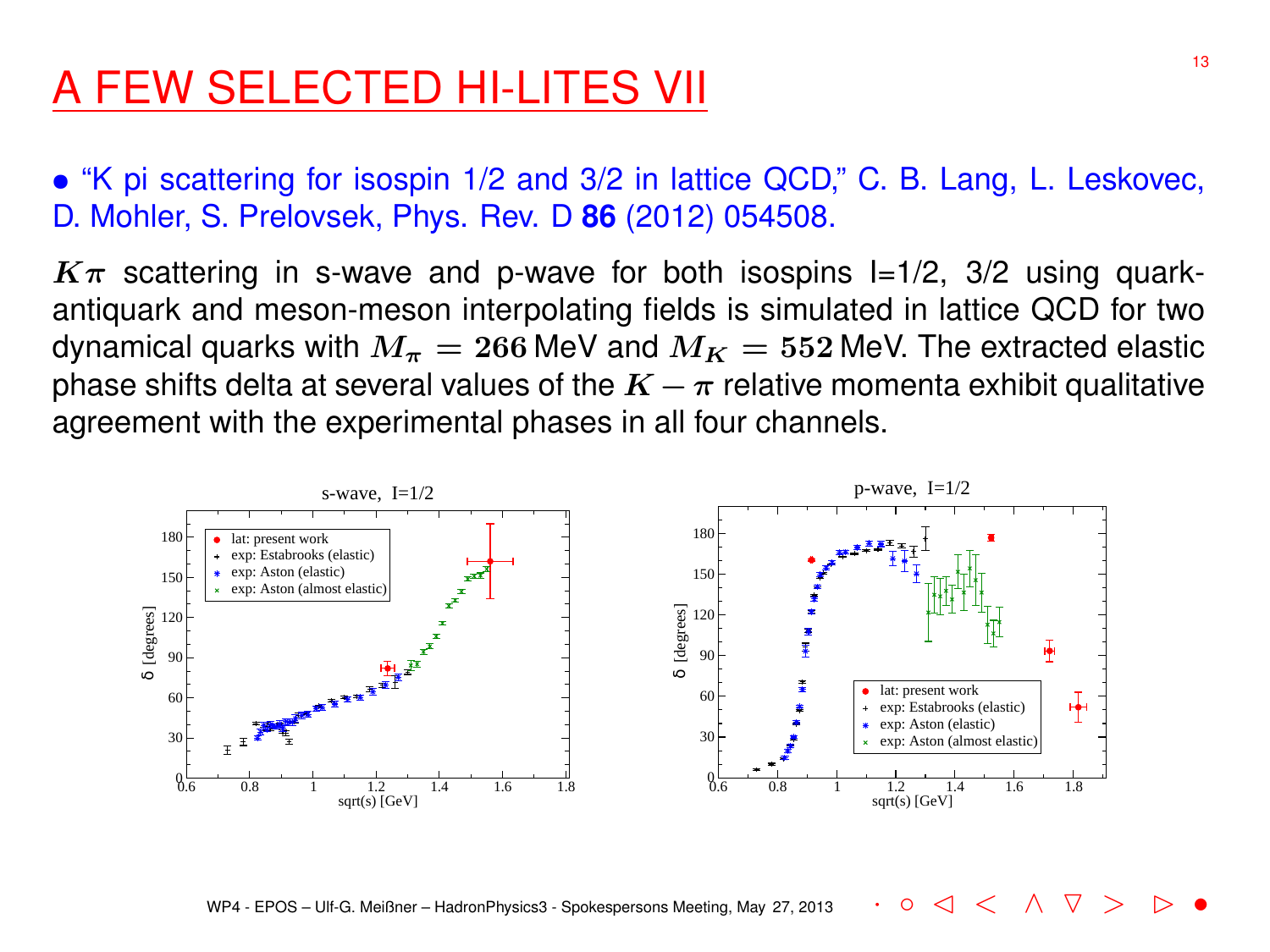# A FEW SELECTED HI-LITES VII

- "K pi scattering for isospin 1/2 and 3/2 in lattice QCD," C. B. Lang, L. Leskovec, D. Mohler, S. Prelovsek, Phys. Rev. D **86** (2012) 054508.

$K\pi$ scattering in s-wave and p-wave for both isospins I=1/2, 3/2 using quark-antiquark and meson-meson interpolating fields is simulated in lattice QCD for two dynamical quarks with $M_\pi = 266$ MeV and $M_K = 552$ MeV. The extracted elastic phase shifts delta at several values of the $K - \pi$ relative momenta exhibit qualitative agreement with the experimental phases in all four channels.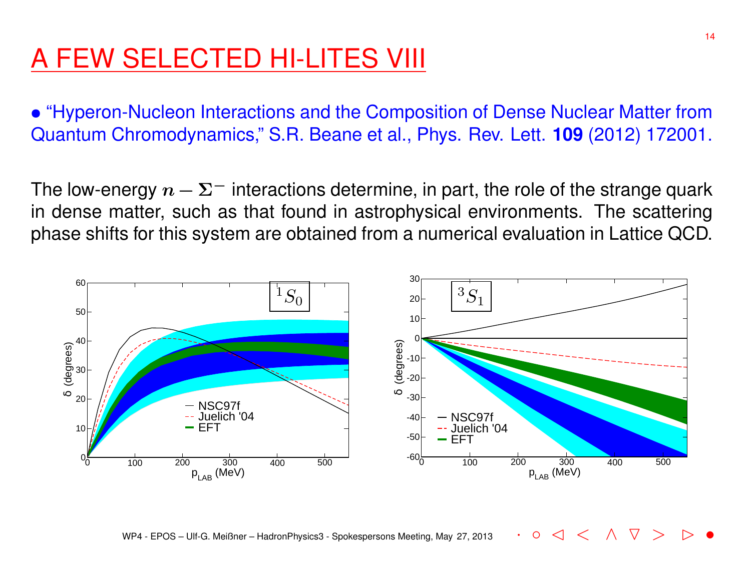# A FEW SELECTED HI-LITES VIII

- "Hyperon-Nucleon Interactions and the Composition of Dense Nuclear Matter from Quantum Chromodynamics," S.R. Beane et al., Phys. Rev. Lett. **109** (2012) 172001.

The low-energy $n - \Sigma^-$ interactions determine, in part, the role of the strange quark in dense matter, such as that found in astrophysical environments. The scattering phase shifts for this system are obtained from a numerical evaluation in Lattice QCD.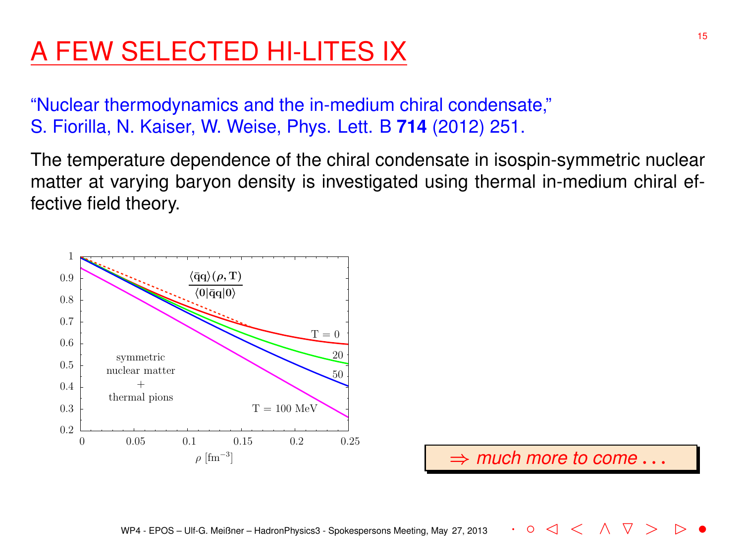# A FEW SELECTED HI-LITES IX

"Nuclear thermodynamics and the in-medium chiral condensate," S. Fiorilla, N. Kaiser, W. Weise, Phys. Lett. B **714** (2012) 251.

The temperature dependence of the chiral condensate in isospin-symmetric nuclear matter at varying baryon density is investigated using thermal in-medium chiral effective field theory.

$\Rightarrow$ *much more to come ...*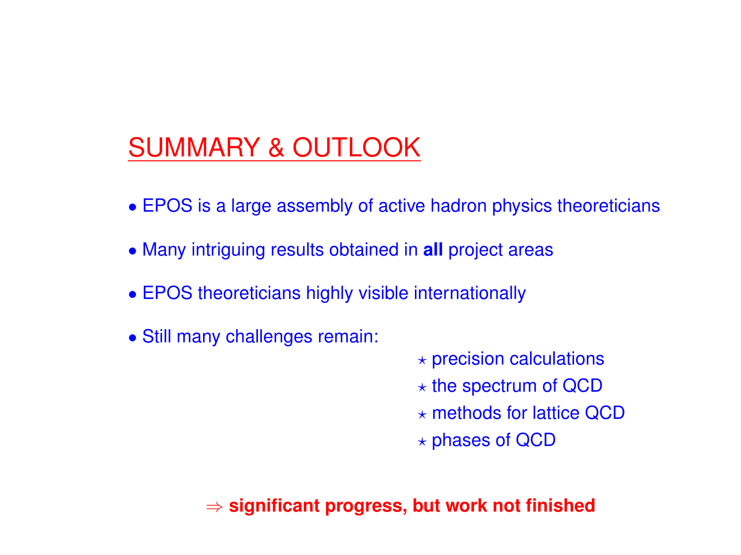# SUMMARY & OUTLOOK

- EPOS is a large assembly of active hadron physics theoreticians
- Many intriguing results obtained in **all** project areas
- EPOS theoreticians highly visible internationally
- Still many challenges remain:
  - ⋆ precision calculations
  - ⋆ the spectrum of QCD
  - ⋆ methods for lattice QCD
  - ⋆ phases of QCD

$\Rightarrow$ **significant progress, but work not finished**